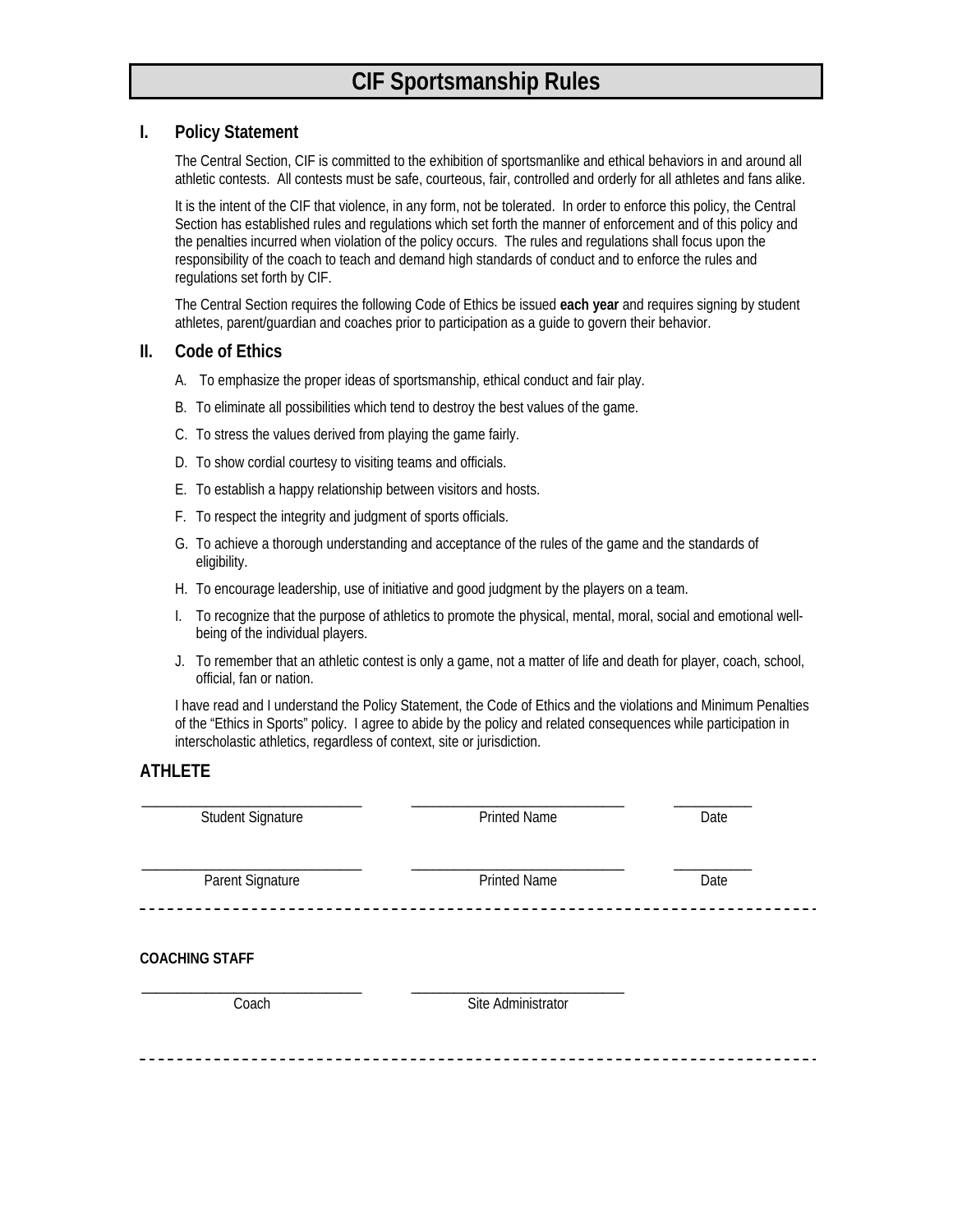# CIF Sportsmanship Rules

## I. Policy Statement

The Central Section, CIF is committed to the exhibition of sportsmanlike and ethical behaviors in and around all athletic contests. All contests must be safe, courteous, fair, controlled and orderly for all athletes and fans alike.

It is the intent of the CIF that violence, in any form, not be tolerated. In order to enforce this policy, the Central Section has established rules and regulations which set forth the manner of enforcement and of this policy and the penalties incurred when violation of the policy occurs. The rules and regulations shall focus upon the responsibility of the coach to teach and demand high standards of conduct and to enforce the rules and regulations set forth by CIF.

The Central Section requires the following Code of Ethics be issued **each year** and requires signing by student athletes, parent/guardian and coaches prior to participation as a guide to govern their behavior.

## II. Code of Ethics

A. To emphasize the proper ideas of sportsmanship, ethical conduct and fair play.

B. To eliminate all possibilities which tend to destroy the best values of the game.

C. To stress the values derived from playing the game fairly.

D. To show cordial courtesy to visiting teams and officials.

E. To establish a happy relationship between visitors and hosts.

F. To respect the integrity and judgment of sports officials.

G. To achieve a thorough understanding and acceptance of the rules of the game and the standards of eligibility.

H. To encourage leadership, use of initiative and good judgment by the players on a team.

I. To recognize that the purpose of athletics to promote the physical, mental, moral, social and emotional well-being of the individual players.

J. To remember that an athletic contest is only a game, not a matter of life and death for player, coach, school, official, fan or nation.

I have read and I understand the Policy Statement, the Code of Ethics and the violations and Minimum Penalties of the "Ethics in Sports" policy. I agree to abide by the policy and related consequences while participation in interscholastic athletics, regardless of context, site or jurisdiction.

### ATHLETE

| \_\_\_\_\_\_\_\_\_\_\_\_\_\_\_\_\_\_\_\_\_\_\_\_\_\_\_\_\_\_ | \_\_\_\_\_\_\_\_\_\_\_\_\_\_\_\_\_\_\_\_\_\_\_\_\_\_\_\_\_\_ | \_\_\_\_\_\_\_\_\_\_\_\_ |
|---|---|---|
| Student Signature | Printed Name | Date |
| \_\_\_\_\_\_\_\_\_\_\_\_\_\_\_\_\_\_\_\_\_\_\_\_\_\_\_\_\_\_ | \_\_\_\_\_\_\_\_\_\_\_\_\_\_\_\_\_\_\_\_\_\_\_\_\_\_\_\_\_\_ | \_\_\_\_\_\_\_\_\_\_\_\_ |
| Parent Signature | Printed Name | Date |

---

**COACHING STAFF**

| \_\_\_\_\_\_\_\_\_\_\_\_\_\_\_\_\_\_\_\_\_\_\_\_\_\_\_\_\_\_ | \_\_\_\_\_\_\_\_\_\_\_\_\_\_\_\_\_\_\_\_\_\_\_\_\_\_\_\_\_\_ |
|---|---|
| Coach | Site Administrator |

---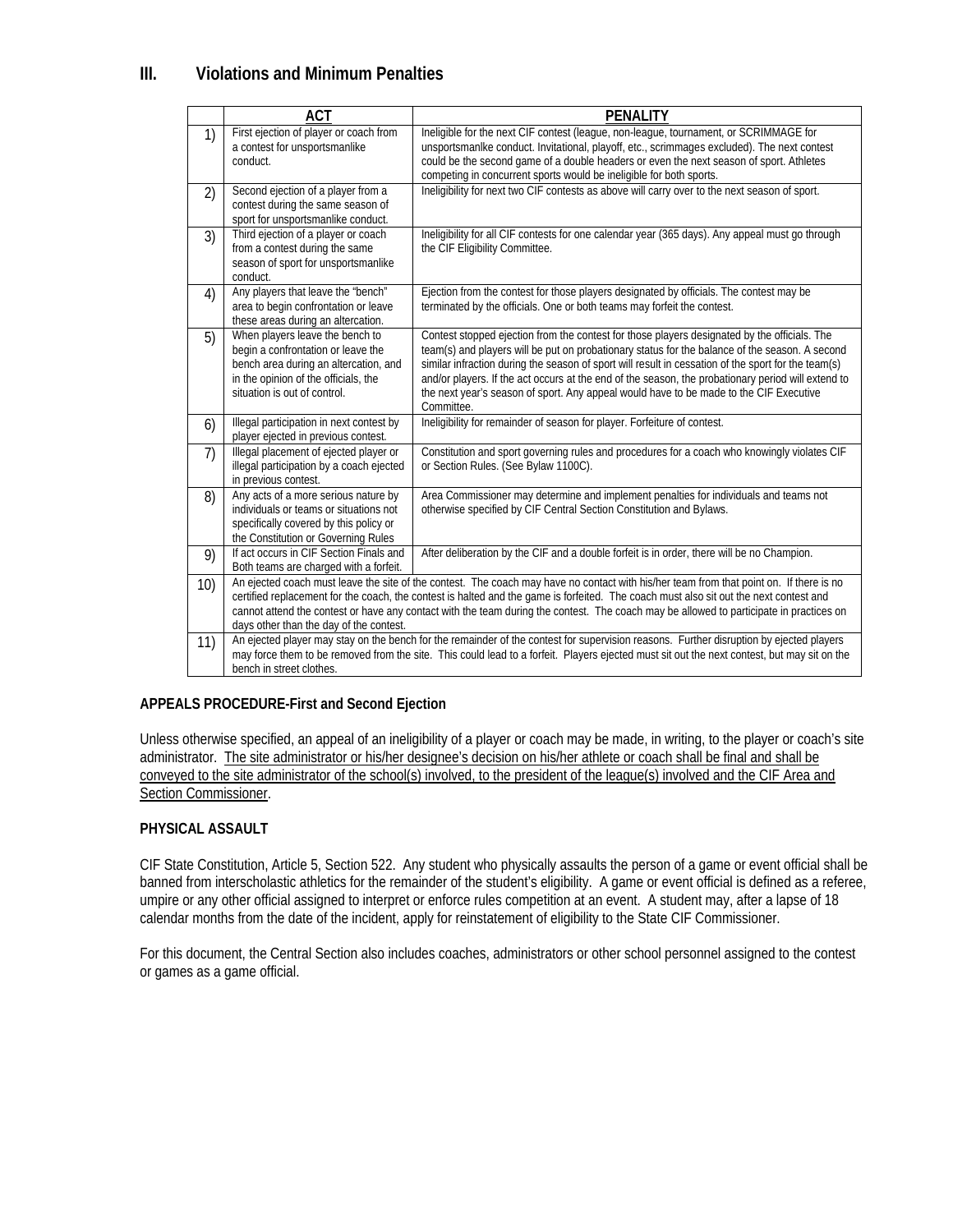## III. Violations and Minimum Penalties

| | ACT | PENALITY |
|---|---|---|
| 1) | First ejection of player or coach from a contest for unsportsmanlike conduct. | Ineligible for the next CIF contest (league, non-league, tournament, or SCRIMMAGE for unsportsmanlke conduct. Invitational, playoff, etc., scrimmages excluded). The next contest could be the second game of a double headers or even the next season of sport. Athletes competing in concurrent sports would be ineligible for both sports. |
| 2) | Second ejection of a player from a contest during the same season of sport for unsportsmanlike conduct. | Ineligibility for next two CIF contests as above will carry over to the next season of sport. |
| 3) | Third ejection of a player or coach from a contest during the same season of sport for unsportsmanlike conduct. | Ineligibility for all CIF contests for one calendar year (365 days). Any appeal must go through the CIF Eligibility Committee. |
| 4) | Any players that leave the "bench" area to begin confrontation or leave these areas during an altercation. | Ejection from the contest for those players designated by officials. The contest may be terminated by the officials. One or both teams may forfeit the contest. |
| 5) | When players leave the bench to begin a confrontation or leave the bench area during an altercation, and in the opinion of the officials, the situation is out of control. | Contest stopped ejection from the contest for those players designated by the officials. The team(s) and players will be put on probationary status for the balance of the season. A second similar infraction during the season of sport will result in cessation of the sport for the team(s) and/or players. If the act occurs at the end of the season, the probationary period will extend to the next year's season of sport. Any appeal would have to be made to the CIF Executive Committee. |
| 6) | Illegal participation in next contest by player ejected in previous contest. | Ineligibility for remainder of season for player. Forfeiture of contest. |
| 7) | Illegal placement of ejected player or illegal participation by a coach ejected in previous contest. | Constitution and sport governing rules and procedures for a coach who knowingly violates CIF or Section Rules. (See Bylaw 1100C). |
| 8) | Any acts of a more serious nature by individuals or teams or situations not specifically covered by this policy or the Constitution or Governing Rules | Area Commissioner may determine and implement penalties for individuals and teams not otherwise specified by CIF Central Section Constitution and Bylaws. |
| 9) | If act occurs in CIF Section Finals and Both teams are charged with a forfeit. | After deliberation by the CIF and a double forfeit is in order, there will be no Champion. |
| 10) | An ejected coach must leave the site of the contest. The coach may have no contact with his/her team from that point on. If there is no certified replacement for the coach, the contest is halted and the game is forfeited. The coach must also sit out the next contest and cannot attend the contest or have any contact with the team during the contest. The coach may be allowed to participate in practices on days other than the day of the contest. | |
| 11) | An ejected player may stay on the bench for the remainder of the contest for supervision reasons. Further disruption by ejected players may force them to be removed from the site. This could lead to a forfeit. Players ejected must sit out the next contest, but may sit on the bench in street clothes. | |

**APPEALS PROCEDURE-First and Second Ejection**

Unless otherwise specified, an appeal of an ineligibility of a player or coach may be made, in writing, to the player or coach's site administrator. The site administrator or his/her designee's decision on his/her athlete or coach shall be final and shall be conveyed to the site administrator of the school(s) involved, to the president of the league(s) involved and the CIF Area and Section Commissioner.

**PHYSICAL ASSAULT**

CIF State Constitution, Article 5, Section 522. Any student who physically assaults the person of a game or event official shall be banned from interscholastic athletics for the remainder of the student's eligibility. A game or event official is defined as a referee, umpire or any other official assigned to interpret or enforce rules competition at an event. A student may, after a lapse of 18 calendar months from the date of the incident, apply for reinstatement of eligibility to the State CIF Commissioner.

For this document, the Central Section also includes coaches, administrators or other school personnel assigned to the contest or games as a game official.